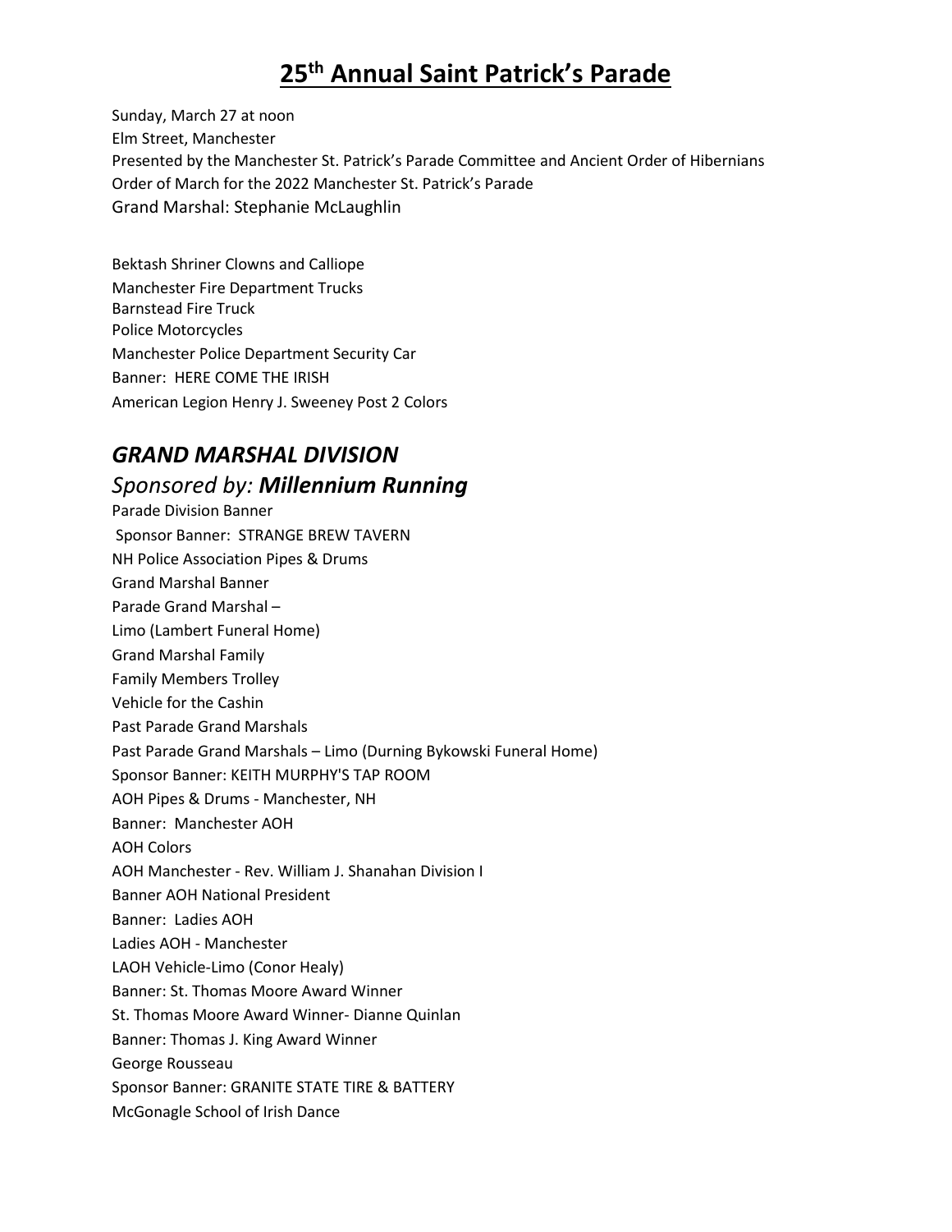# 25th Annual Saint Patrick's Parade

Sunday, March 27 at noon
Elm Street, Manchester
Presented by the Manchester St. Patrick's Parade Committee and Ancient Order of Hibernians
Order of March for the 2022 Manchester St. Patrick's Parade
Grand Marshal: Stephanie McLaughlin

Bektash Shriner Clowns and Calliope
Manchester Fire Department Trucks
Barnstead Fire Truck
Police Motorcycles
Manchester Police Department Security Car
Banner: HERE COME THE IRISH
American Legion Henry J. Sweeney Post 2 Colors

## *GRAND MARSHAL DIVISION*

### *Sponsored by: **Millennium Running***

Parade Division Banner
Sponsor Banner: STRANGE BREW TAVERN
NH Police Association Pipes & Drums
Grand Marshal Banner
Parade Grand Marshal –
Limo (Lambert Funeral Home)
Grand Marshal Family
Family Members Trolley
Vehicle for the Cashin
Past Parade Grand Marshals
Past Parade Grand Marshals – Limo (Durning Bykowski Funeral Home)
Sponsor Banner: KEITH MURPHY'S TAP ROOM
AOH Pipes & Drums - Manchester, NH
Banner: Manchester AOH
AOH Colors
AOH Manchester - Rev. William J. Shanahan Division I
Banner AOH National President
Banner: Ladies AOH
Ladies AOH - Manchester
LAOH Vehicle-Limo (Conor Healy)
Banner: St. Thomas Moore Award Winner
St. Thomas Moore Award Winner- Dianne Quinlan
Banner: Thomas J. King Award Winner
George Rousseau
Sponsor Banner: GRANITE STATE TIRE & BATTERY
McGonagle School of Irish Dance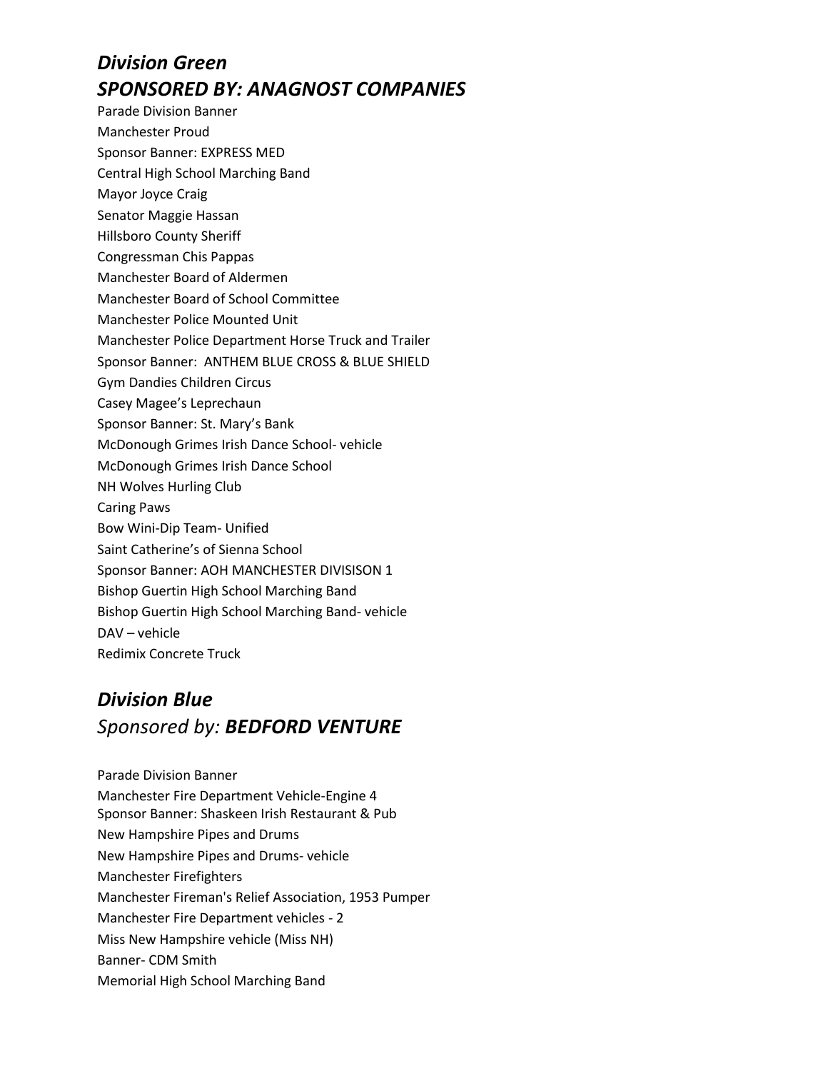## *Division Green*
## *SPONSORED BY: ANAGNOST COMPANIES*

Parade Division Banner
Manchester Proud
Sponsor Banner: EXPRESS MED
Central High School Marching Band
Mayor Joyce Craig
Senator Maggie Hassan
Hillsboro County Sheriff
Congressman Chis Pappas
Manchester Board of Aldermen
Manchester Board of School Committee
Manchester Police Mounted Unit
Manchester Police Department Horse Truck and Trailer
Sponsor Banner: ANTHEM BLUE CROSS & BLUE SHIELD
Gym Dandies Children Circus
Casey Magee's Leprechaun
Sponsor Banner: St. Mary's Bank
McDonough Grimes Irish Dance School- vehicle
McDonough Grimes Irish Dance School
NH Wolves Hurling Club
Caring Paws
Bow Wini-Dip Team- Unified
Saint Catherine's of Sienna School
Sponsor Banner: AOH MANCHESTER DIVISISON 1
Bishop Guertin High School Marching Band
Bishop Guertin High School Marching Band- vehicle
DAV – vehicle
Redimix Concrete Truck

## *Division Blue*
## *Sponsored by:* ***BEDFORD VENTURE***

Parade Division Banner
Manchester Fire Department Vehicle-Engine 4
Sponsor Banner: Shaskeen Irish Restaurant & Pub
New Hampshire Pipes and Drums
New Hampshire Pipes and Drums- vehicle
Manchester Firefighters
Manchester Fireman's Relief Association, 1953 Pumper
Manchester Fire Department vehicles - 2
Miss New Hampshire vehicle (Miss NH)
Banner- CDM Smith
Memorial High School Marching Band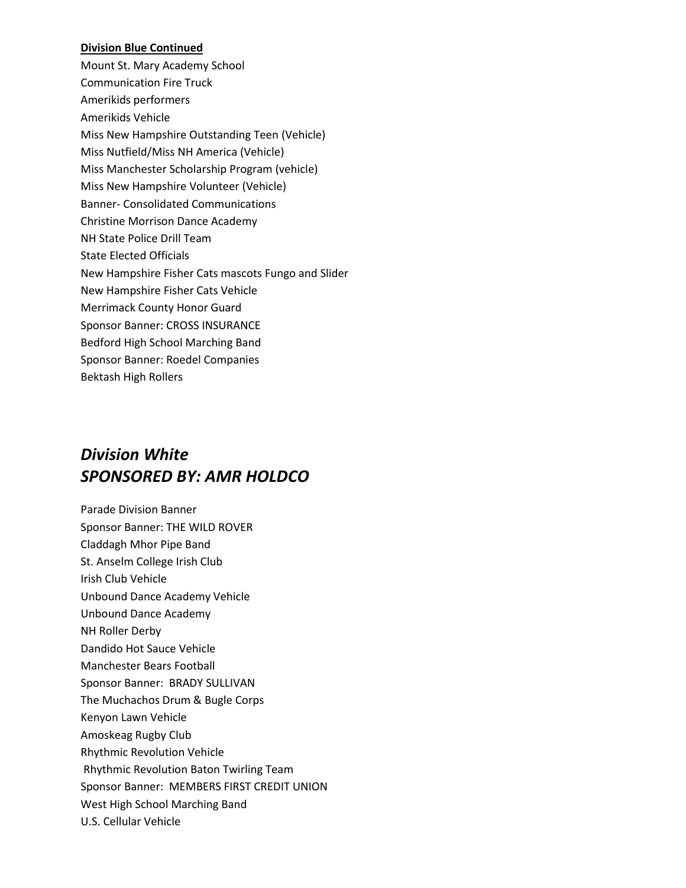**Division Blue Continued**

Mount St. Mary Academy School
Communication Fire Truck
Amerikids performers
Amerikids Vehicle
Miss New Hampshire Outstanding Teen (Vehicle)
Miss Nutfield/Miss NH America (Vehicle)
Miss Manchester Scholarship Program (vehicle)
Miss New Hampshire Volunteer (Vehicle)
Banner- Consolidated Communications
Christine Morrison Dance Academy
NH State Police Drill Team
State Elected Officials
New Hampshire Fisher Cats mascots Fungo and Slider
New Hampshire Fisher Cats Vehicle
Merrimack County Honor Guard
Sponsor Banner: CROSS INSURANCE
Bedford High School Marching Band
Sponsor Banner: Roedel Companies
Bektash High Rollers

## *Division White*
## *SPONSORED BY: AMR HOLDCO*

Parade Division Banner
Sponsor Banner: THE WILD ROVER
Claddagh Mhor Pipe Band
St. Anselm College Irish Club
Irish Club Vehicle
Unbound Dance Academy Vehicle
Unbound Dance Academy
NH Roller Derby
Dandido Hot Sauce Vehicle
Manchester Bears Football
Sponsor Banner: BRADY SULLIVAN
The Muchachos Drum & Bugle Corps
Kenyon Lawn Vehicle
Amoskeag Rugby Club
Rhythmic Revolution Vehicle
Rhythmic Revolution Baton Twirling Team
Sponsor Banner: MEMBERS FIRST CREDIT UNION
West High School Marching Band
U.S. Cellular Vehicle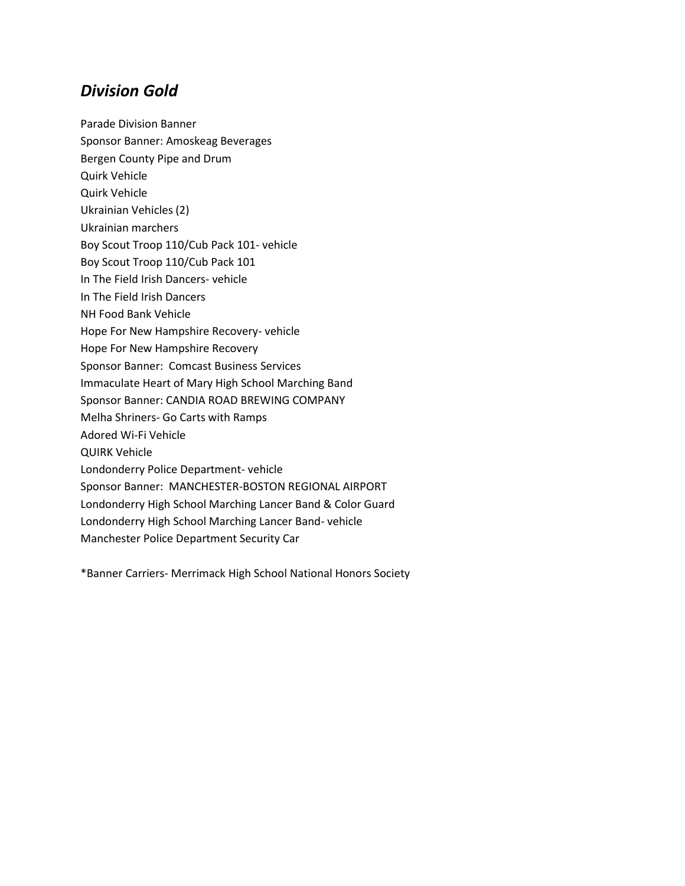## *Division Gold*

Parade Division Banner
Sponsor Banner: Amoskeag Beverages
Bergen County Pipe and Drum
Quirk Vehicle
Quirk Vehicle
Ukrainian Vehicles (2)
Ukrainian marchers
Boy Scout Troop 110/Cub Pack 101- vehicle
Boy Scout Troop 110/Cub Pack 101
In The Field Irish Dancers- vehicle
In The Field Irish Dancers
NH Food Bank Vehicle
Hope For New Hampshire Recovery- vehicle
Hope For New Hampshire Recovery
Sponsor Banner: Comcast Business Services
Immaculate Heart of Mary High School Marching Band
Sponsor Banner: CANDIA ROAD BREWING COMPANY
Melha Shriners- Go Carts with Ramps
Adored Wi-Fi Vehicle
QUIRK Vehicle
Londonderry Police Department- vehicle
Sponsor Banner: MANCHESTER-BOSTON REGIONAL AIRPORT
Londonderry High School Marching Lancer Band & Color Guard
Londonderry High School Marching Lancer Band- vehicle
Manchester Police Department Security Car

*Banner Carriers- Merrimack High School National Honors Society